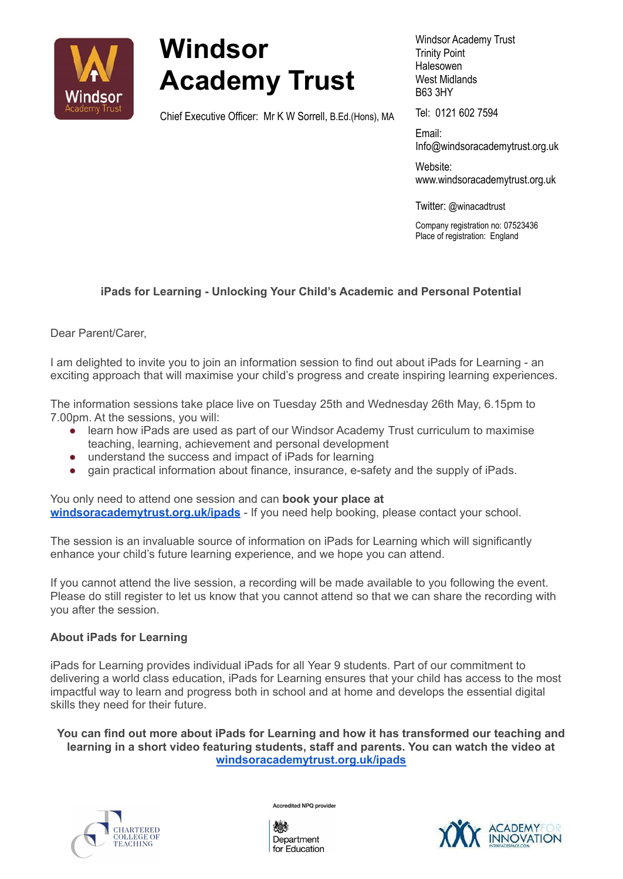# Windsor Academy Trust

Chief Executive Officer: Mr K W Sorrell, B.Ed.(Hons), MA

Windsor Academy Trust
Trinity Point
Halesowen
West Midlands
B63 3HY

Tel: 0121 602 7594

Email:
Info@windsoracademytrust.org.uk

Website:
www.windsoracademytrust.org.uk

Twitter: @winacadtrust

Company registration no: 07523436
Place of registration: England

## iPads for Learning - Unlocking Your Child's Academic and Personal Potential

Dear Parent/Carer,

I am delighted to invite you to join an information session to find out about iPads for Learning - an exciting approach that will maximise your child's progress and create inspiring learning experiences.

The information sessions take place live on Tuesday 25th and Wednesday 26th May, 6.15pm to 7.00pm. At the sessions, you will:

- learn how iPads are used as part of our Windsor Academy Trust curriculum to maximise teaching, learning, achievement and personal development
- understand the success and impact of iPads for learning
- gain practical information about finance, insurance, e-safety and the supply of iPads.

You only need to attend one session and can **book your place at [windsoracademytrust.org.uk/ipads](windsoracademytrust.org.uk/ipads)** - If you need help booking, please contact your school.

The session is an invaluable source of information on iPads for Learning which will significantly enhance your child's future learning experience, and we hope you can attend.

If you cannot attend the live session, a recording will be made available to you following the event. Please do still register to let us know that you cannot attend so that we can share the recording with you after the session.

**About iPads for Learning**

iPads for Learning provides individual iPads for all Year 9 students. Part of our commitment to delivering a world class education, iPads for Learning ensures that your child has access to the most impactful way to learn and progress both in school and at home and develops the essential digital skills they need for their future.

**You can find out more about iPads for Learning and how it has transformed our teaching and learning in a short video featuring students, staff and parents. You can watch the video at [windsoracademytrust.org.uk/ipads](windsoracademytrust.org.uk/ipads)**

Chartered College of Teaching | Accredited NPQ provider – Department for Education | Academy for Innovation – interfacespace.com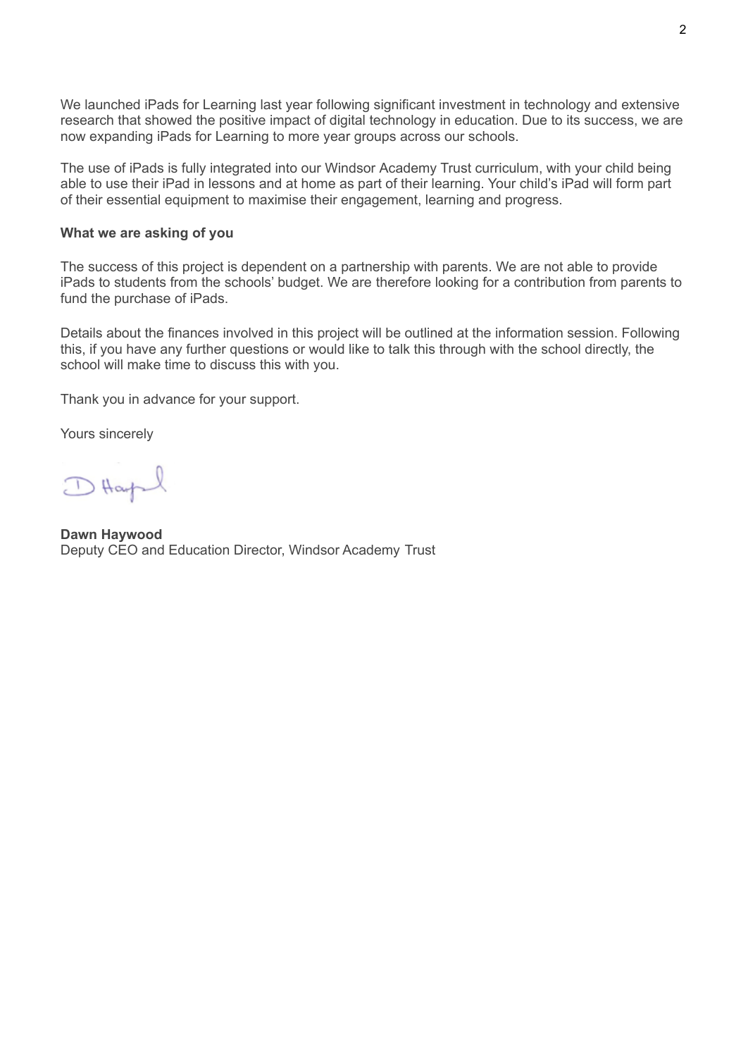We launched iPads for Learning last year following significant investment in technology and extensive research that showed the positive impact of digital technology in education. Due to its success, we are now expanding iPads for Learning to more year groups across our schools.

The use of iPads is fully integrated into our Windsor Academy Trust curriculum, with your child being able to use their iPad in lessons and at home as part of their learning. Your child's iPad will form part of their essential equipment to maximise their engagement, learning and progress.

**What we are asking of you**

The success of this project is dependent on a partnership with parents. We are not able to provide iPads to students from the schools' budget. We are therefore looking for a contribution from parents to fund the purchase of iPads.

Details about the finances involved in this project will be outlined at the information session. Following this, if you have any further questions or would like to talk this through with the school directly, the school will make time to discuss this with you.

Thank you in advance for your support.

Yours sincerely

**Dawn Haywood**
Deputy CEO and Education Director, Windsor Academy Trust